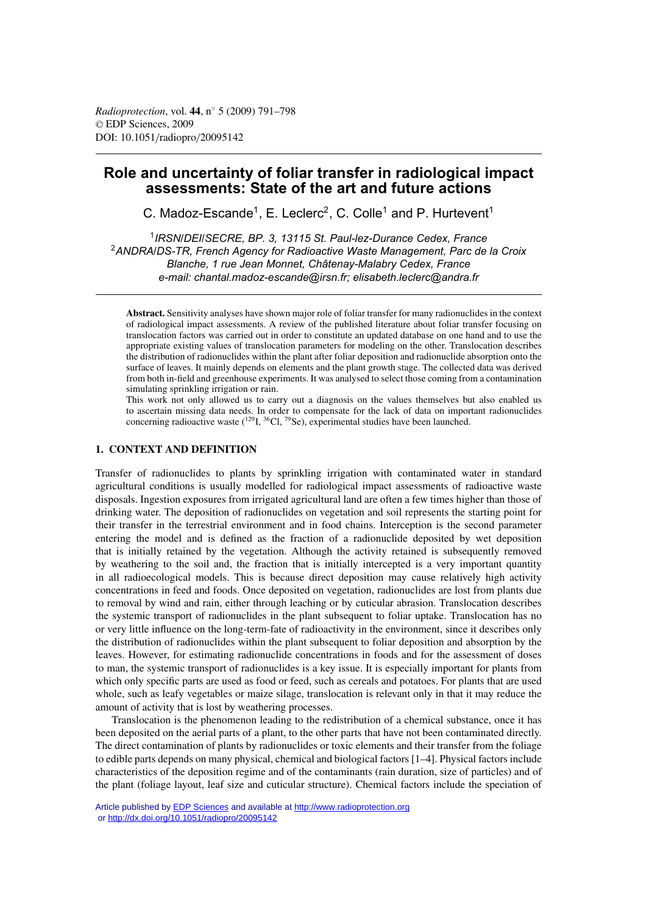# Role and uncertainty of foliar transfer in radiological impact assessments: State of the art and future actions

C. Madoz-Escande[1], E. Leclerc[2], C. Colle[1] and P. Hurtevent[1]

[1] *IRSN/DEI/SECRE, BP. 3, 13115 St. Paul-lez-Durance Cedex, France*
[2] *ANDRA/DS-TR, French Agency for Radioactive Waste Management, Parc de la Croix Blanche, 1 rue Jean Monnet, Châtenay-Malabry Cedex, France*
*e-mail: chantal.madoz-escande@irsn.fr; elisabeth.leclerc@andra.fr*

**Abstract.** Sensitivity analyses have shown major role of foliar transfer for many radionuclides in the context of radiological impact assessments. A review of the published literature about foliar transfer focusing on translocation factors was carried out in order to constitute an updated database on one hand and to use the appropriate existing values of translocation parameters for modeling on the other. Translocation describes the distribution of radionuclides within the plant after foliar deposition and radionuclide absorption onto the surface of leaves. It mainly depends on elements and the plant growth stage. The collected data was derived from both in-field and greenhouse experiments. It was analysed to select those coming from a contamination simulating sprinkling irrigation or rain.

This work not only allowed us to carry out a diagnosis on the values themselves but also enabled us to ascertain missing data needs. In order to compensate for the lack of data on important radionuclides concerning radioactive waste ($^{129}$I, $^{36}$Cl, $^{79}$Se), experimental studies have been launched.

## 1. CONTEXT AND DEFINITION

Transfer of radionuclides to plants by sprinkling irrigation with contaminated water in standard agricultural conditions is usually modelled for radiological impact assessments of radioactive waste disposals. Ingestion exposures from irrigated agricultural land are often a few times higher than those of drinking water. The deposition of radionuclides on vegetation and soil represents the starting point for their transfer in the terrestrial environment and in food chains. Interception is the second parameter entering the model and is defined as the fraction of a radionuclide deposited by wet deposition that is initially retained by the vegetation. Although the activity retained is subsequently removed by weathering to the soil and, the fraction that is initially intercepted is a very important quantity in all radioecological models. This is because direct deposition may cause relatively high activity concentrations in feed and foods. Once deposited on vegetation, radionuclides are lost from plants due to removal by wind and rain, either through leaching or by cuticular abrasion. Translocation describes the systemic transport of radionuclides in the plant subsequent to foliar uptake. Translocation has no or very little influence on the long-term-fate of radioactivity in the environment, since it describes only the distribution of radionuclides within the plant subsequent to foliar deposition and absorption by the leaves. However, for estimating radionuclide concentrations in foods and for the assessment of doses to man, the systemic transport of radionuclides is a key issue. It is especially important for plants from which only specific parts are used as food or feed, such as cereals and potatoes. For plants that are used whole, such as leafy vegetables or maize silage, translocation is relevant only in that it may reduce the amount of activity that is lost by weathering processes.

Translocation is the phenomenon leading to the redistribution of a chemical substance, once it has been deposited on the aerial parts of a plant, to the other parts that have not been contaminated directly. The direct contamination of plants by radionuclides or toxic elements and their transfer from the foliage to edible parts depends on many physical, chemical and biological factors [1–4]. Physical factors include characteristics of the deposition regime and of the contaminants (rain duration, size of particles) and of the plant (foliage layout, leaf size and cuticular structure). Chemical factors include the speciation of

Article published by EDP Sciences and available at http://www.radioprotection.org or http://dx.doi.org/10.1051/radiopro/20095142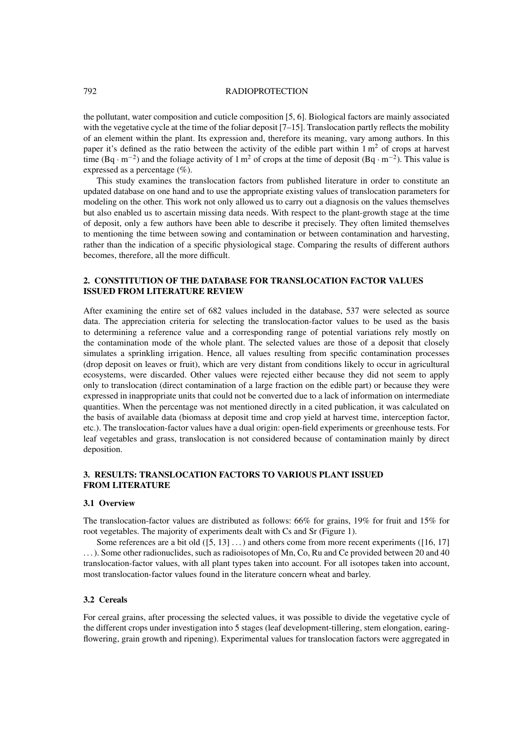the pollutant, water composition and cuticle composition [5, 6]. Biological factors are mainly associated with the vegetative cycle at the time of the foliar deposit [7–15]. Translocation partly reflects the mobility of an element within the plant. Its expression and, therefore its meaning, vary among authors. In this paper it's defined as the ratio between the activity of the edible part within 1 $m^2$ of crops at harvest time ($Bq \cdot m^{-2}$) and the foliage activity of 1 $m^2$ of crops at the time of deposit ($Bq \cdot m^{-2}$). This value is expressed as a percentage (%).

This study examines the translocation factors from published literature in order to constitute an updated database on one hand and to use the appropriate existing values of translocation parameters for modeling on the other. This work not only allowed us to carry out a diagnosis on the values themselves but also enabled us to ascertain missing data needs. With respect to the plant-growth stage at the time of deposit, only a few authors have been able to describe it precisely. They often limited themselves to mentioning the time between sowing and contamination or between contamination and harvesting, rather than the indication of a specific physiological stage. Comparing the results of different authors becomes, therefore, all the more difficult.

## 2. CONSTITUTION OF THE DATABASE FOR TRANSLOCATION FACTOR VALUES ISSUED FROM LITERATURE REVIEW

After examining the entire set of 682 values included in the database, 537 were selected as source data. The appreciation criteria for selecting the translocation-factor values to be used as the basis to determining a reference value and a corresponding range of potential variations rely mostly on the contamination mode of the whole plant. The selected values are those of a deposit that closely simulates a sprinkling irrigation. Hence, all values resulting from specific contamination processes (drop deposit on leaves or fruit), which are very distant from conditions likely to occur in agricultural ecosystems, were discarded. Other values were rejected either because they did not seem to apply only to translocation (direct contamination of a large fraction on the edible part) or because they were expressed in inappropriate units that could not be converted due to a lack of information on intermediate quantities. When the percentage was not mentioned directly in a cited publication, it was calculated on the basis of available data (biomass at deposit time and crop yield at harvest time, interception factor, etc.). The translocation-factor values have a dual origin: open-field experiments or greenhouse tests. For leaf vegetables and grass, translocation is not considered because of contamination mainly by direct deposition.

## 3. RESULTS: TRANSLOCATION FACTORS TO VARIOUS PLANT ISSUED FROM LITERATURE

### 3.1 Overview

The translocation-factor values are distributed as follows: 66% for grains, 19% for fruit and 15% for root vegetables. The majority of experiments dealt with Cs and Sr (Figure 1).

Some references are a bit old ([5, 13] ...) and others come from more recent experiments ([16, 17] ...). Some other radionuclides, such as radioisotopes of Mn, Co, Ru and Ce provided between 20 and 40 translocation-factor values, with all plant types taken into account. For all isotopes taken into account, most translocation-factor values found in the literature concern wheat and barley.

### 3.2 Cereals

For cereal grains, after processing the selected values, it was possible to divide the vegetative cycle of the different crops under investigation into 5 stages (leaf development-tillering, stem elongation, earing-flowering, grain growth and ripening). Experimental values for translocation factors were aggregated in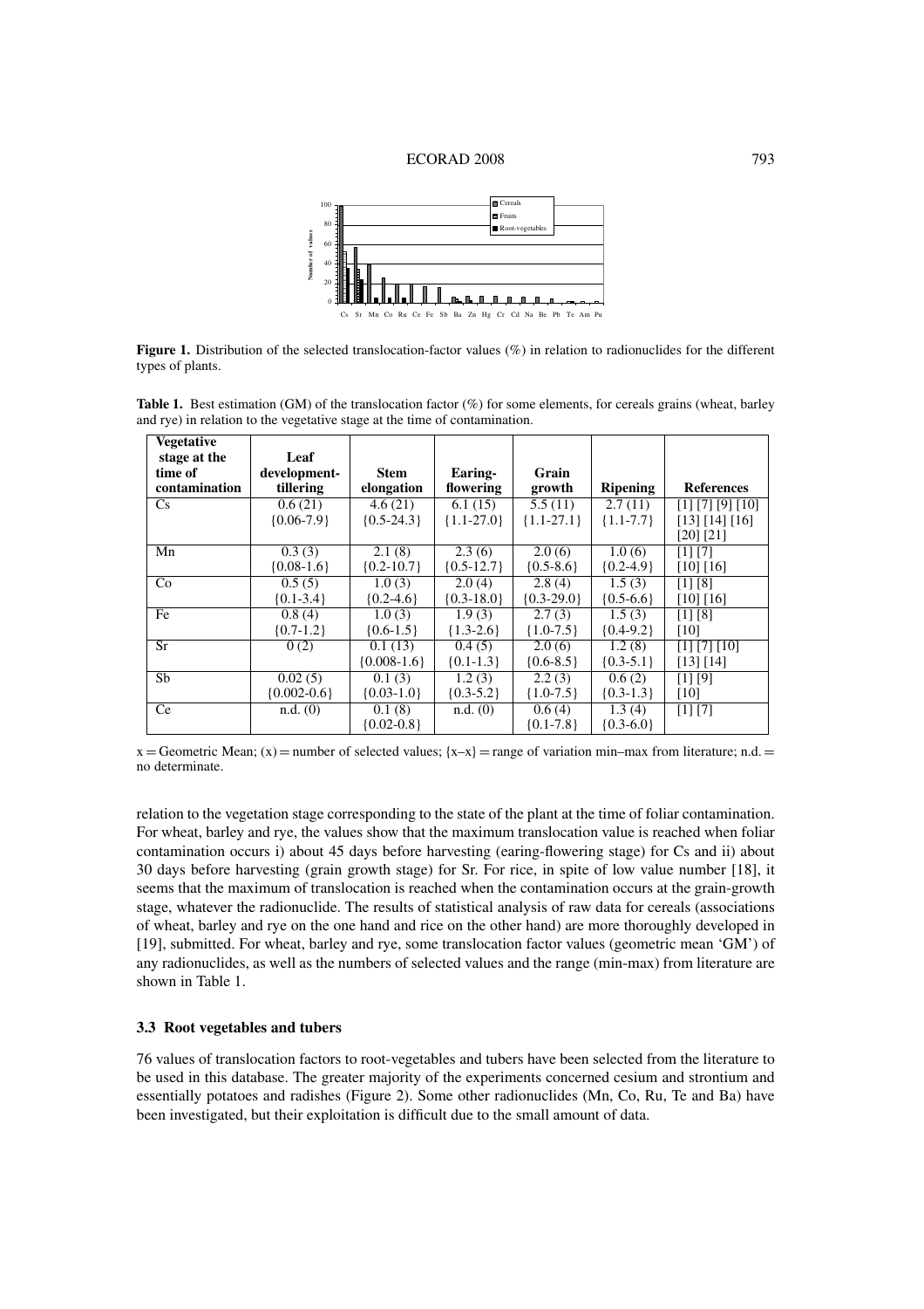Cereals
Fruits
Root-vegetables

Number of values

100
80
60
40
20
0

Cs Sr Mn Co Ru Ce Fe Sb Ba Zn Hg Cr Cd Na Be Pb Te Am Pu

**Figure 1.** Distribution of the selected translocation-factor values (%) in relation to radionuclides for the different types of plants.

**Table 1.** Best estimation (GM) of the translocation factor (%) for some elements, for cereals grains (wheat, barley and rye) in relation to the vegetative stage at the time of contamination.

| Vegetative stage at the time of contamination | Leaf development-tillering | Stem elongation | Earing-flowering | Grain growth | Ripening | References |
|---|---|---|---|---|---|---|
| Cs | 0.6 (21) {0.06-7.9} | 4.6 (21) {0.5-24.3} | 6.1 (15) {1.1-27.0} | 5.5 (11) {1.1-27.1} | 2.7 (11) {1.1-7.7} | [1] [7] [9] [10] [13] [14] [16] [20] [21] |
| Mn | 0.3 (3) {0.08-1.6} | 2.1 (8) {0.2-10.7} | 2.3 (6) {0.5-12.7} | 2.0 (6) {0.5-8.6} | 1.0 (6) {0.2-4.9} | [1] [7] [10] [16] |
| Co | 0.5 (5) {0.1-3.4} | 1.0 (3) {0.2-4.6} | 2.0 (4) {0.3-18.0} | 2.8 (4) {0.3-29.0} | 1.5 (3) {0.5-6.6} | [1] [8] [10] [16] |
| Fe | 0.8 (4) {0.7-1.2} | 1.0 (3) {0.6-1.5} | 1.9 (3) {1.3-2.6} | 2.7 (3) {1.0-7.5} | 1.5 (3) {0.4-9.2} | [1] [8] [10] |
| Sr | 0 (2) | 0.1 (13) {0.008-1.6} | 0.4 (5) {0.1-1.3} | 2.0 (6) {0.6-8.5} | 1.2 (8) {0.3-5.1} | [1] [7] [10] [13] [14] |
| Sb | 0.02 (5) {0.002-0.6} | 0.1 (3) {0.03-1.0} | 1.2 (3) {0.3-5.2} | 2.2 (3) {1.0-7.5} | 0.6 (2) {0.3-1.3} | [1] [9] [10] |
| Ce | n.d. (0) | 0.1 (8) {0.02-0.8} | n.d. (0) | 0.6 (4) {0.1-7.8} | 1.3 (4) {0.3-6.0} | [1] [7] |

x = Geometric Mean; (x) = number of selected values; {x–x} = range of variation min–max from literature; n.d. = no determinate.

relation to the vegetation stage corresponding to the state of the plant at the time of foliar contamination. For wheat, barley and rye, the values show that the maximum translocation value is reached when foliar contamination occurs i) about 45 days before harvesting (earing-flowering stage) for Cs and ii) about 30 days before harvesting (grain growth stage) for Sr. For rice, in spite of low value number [18], it seems that the maximum of translocation is reached when the contamination occurs at the grain-growth stage, whatever the radionuclide. The results of statistical analysis of raw data for cereals (associations of wheat, barley and rye on the one hand and rice on the other hand) are more thoroughly developed in [19], submitted. For wheat, barley and rye, some translocation factor values (geometric mean 'GM') of any radionuclides, as well as the numbers of selected values and the range (min-max) from literature are shown in Table 1.

### 3.3 Root vegetables and tubers

76 values of translocation factors to root-vegetables and tubers have been selected from the literature to be used in this database. The greater majority of the experiments concerned cesium and strontium and essentially potatoes and radishes (Figure 2). Some other radionuclides (Mn, Co, Ru, Te and Ba) have been investigated, but their exploitation is difficult due to the small amount of data.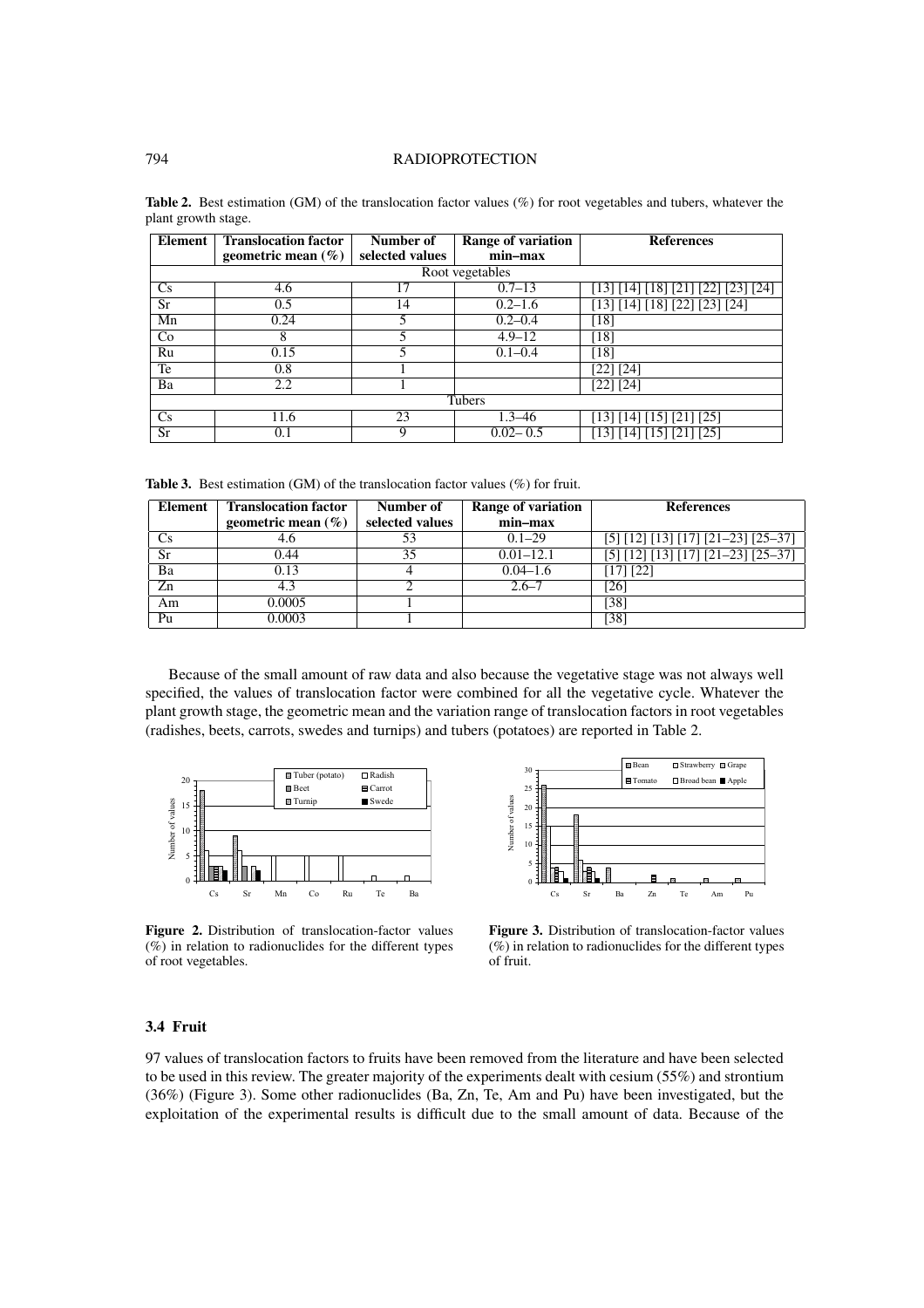**Table 2.** Best estimation (GM) of the translocation factor values (%) for root vegetables and tubers, whatever the plant growth stage.

| Element | Translocation factor geometric mean (%) | Number of selected values | Range of variation min–max | References |
|---|---|---|---|---|
| Root vegetables | | | | |
| Cs | 4.6 | 17 | 0.7–13 | [13] [14] [18] [21] [22] [23] [24] |
| Sr | 0.5 | 14 | 0.2–1.6 | [13] [14] [18] [22] [23] [24] |
| Mn | 0.24 | 5 | 0.2–0.4 | [18] |
| Co | 8 | 5 | 4.9–12 | [18] |
| Ru | 0.15 | 5 | 0.1–0.4 | [18] |
| Te | 0.8 | 1 | | [22] [24] |
| Ba | 2.2 | 1 | | [22] [24] |
| Tubers | | | | |
| Cs | 11.6 | 23 | 1.3–46 | [13] [14] [15] [21] [25] |
| Sr | 0.1 | 9 | 0.02– 0.5 | [13] [14] [15] [21] [25] |

**Table 3.** Best estimation (GM) of the translocation factor values (%) for fruit.

| Element | Translocation factor geometric mean (%) | Number of selected values | Range of variation min–max | References |
|---|---|---|---|---|
| Cs | 4.6 | 53 | 0.1–29 | [5] [12] [13] [17] [21–23] [25–37] |
| Sr | 0.44 | 35 | 0.01–12.1 | [5] [12] [13] [17] [21–23] [25–37] |
| Ba | 0.13 | 4 | 0.04–1.6 | [17] [22] |
| Zn | 4.3 | 2 | 2.6–7 | [26] |
| Am | 0.0005 | 1 | | [38] |
| Pu | 0.0003 | 1 | | [38] |

Because of the small amount of raw data and also because the vegetative stage was not always well specified, the values of translocation factor were combined for all the vegetative cycle. Whatever the plant growth stage, the geometric mean and the variation range of translocation factors in root vegetables (radishes, beets, carrots, swedes and turnips) and tubers (potatoes) are reported in Table 2.

Tuber (potato)
Radish
Beet
Carrot
Turnip
Swede
Number of values
0
5
10
15
20
Cs
Sr
Mn
Co
Ru
Te
Ba

**Figure 2.** Distribution of translocation-factor values (%) in relation to radionuclides for the different types of root vegetables.

Bean
Strawberry
Grape
Tomato
Broad bean
Apple
Number of values
0
5
10
15
20
25
30
Cs
Sr
Ba
Zn
Te
Am
Pu

**Figure 3.** Distribution of translocation-factor values (%) in relation to radionuclides for the different types of fruit.

### 3.4 Fruit

97 values of translocation factors to fruits have been removed from the literature and have been selected to be used in this review. The greater majority of the experiments dealt with cesium (55%) and strontium (36%) (Figure 3). Some other radionuclides (Ba, Zn, Te, Am and Pu) have been investigated, but the exploitation of the experimental results is difficult due to the small amount of data. Because of the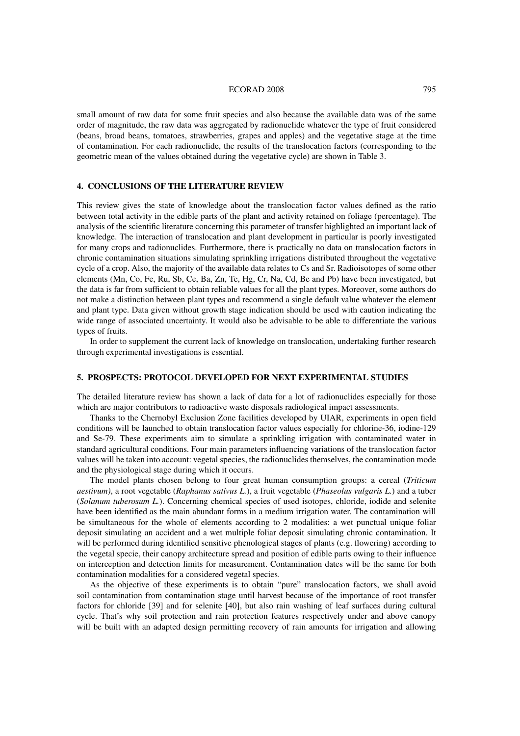small amount of raw data for some fruit species and also because the available data was of the same order of magnitude, the raw data was aggregated by radionuclide whatever the type of fruit considered (beans, broad beans, tomatoes, strawberries, grapes and apples) and the vegetative stage at the time of contamination. For each radionuclide, the results of the translocation factors (corresponding to the geometric mean of the values obtained during the vegetative cycle) are shown in Table 3.

## 4. CONCLUSIONS OF THE LITERATURE REVIEW

This review gives the state of knowledge about the translocation factor values defined as the ratio between total activity in the edible parts of the plant and activity retained on foliage (percentage). The analysis of the scientific literature concerning this parameter of transfer highlighted an important lack of knowledge. The interaction of translocation and plant development in particular is poorly investigated for many crops and radionuclides. Furthermore, there is practically no data on translocation factors in chronic contamination situations simulating sprinkling irrigations distributed throughout the vegetative cycle of a crop. Also, the majority of the available data relates to Cs and Sr. Radioisotopes of some other elements (Mn, Co, Fe, Ru, Sb, Ce, Ba, Zn, Te, Hg, Cr, Na, Cd, Be and Pb) have been investigated, but the data is far from sufficient to obtain reliable values for all the plant types. Moreover, some authors do not make a distinction between plant types and recommend a single default value whatever the element and plant type. Data given without growth stage indication should be used with caution indicating the wide range of associated uncertainty. It would also be advisable to be able to differentiate the various types of fruits.

In order to supplement the current lack of knowledge on translocation, undertaking further research through experimental investigations is essential.

## 5. PROSPECTS: PROTOCOL DEVELOPED FOR NEXT EXPERIMENTAL STUDIES

The detailed literature review has shown a lack of data for a lot of radionuclides especially for those which are major contributors to radioactive waste disposals radiological impact assessments.

Thanks to the Chernobyl Exclusion Zone facilities developed by UIAR, experiments in open field conditions will be launched to obtain translocation factor values especially for chlorine-36, iodine-129 and Se-79. These experiments aim to simulate a sprinkling irrigation with contaminated water in standard agricultural conditions. Four main parameters influencing variations of the translocation factor values will be taken into account: vegetal species, the radionuclides themselves, the contamination mode and the physiological stage during which it occurs.

The model plants chosen belong to four great human consumption groups: a cereal (*Triticum aestivum)*, a root vegetable (*Raphanus sativus L.*), a fruit vegetable (*Phaseolus vulgaris L.*) and a tuber (*Solanum tuberosum L.*). Concerning chemical species of used isotopes, chloride, iodide and selenite have been identified as the main abundant forms in a medium irrigation water. The contamination will be simultaneous for the whole of elements according to 2 modalities: a wet punctual unique foliar deposit simulating an accident and a wet multiple foliar deposit simulating chronic contamination. It will be performed during identified sensitive phenological stages of plants (e.g. flowering) according to the vegetal specie, their canopy architecture spread and position of edible parts owing to their influence on interception and detection limits for measurement. Contamination dates will be the same for both contamination modalities for a considered vegetal species.

As the objective of these experiments is to obtain "pure" translocation factors, we shall avoid soil contamination from contamination stage until harvest because of the importance of root transfer factors for chloride [39] and for selenite [40], but also rain washing of leaf surfaces during cultural cycle. That's why soil protection and rain protection features respectively under and above canopy will be built with an adapted design permitting recovery of rain amounts for irrigation and allowing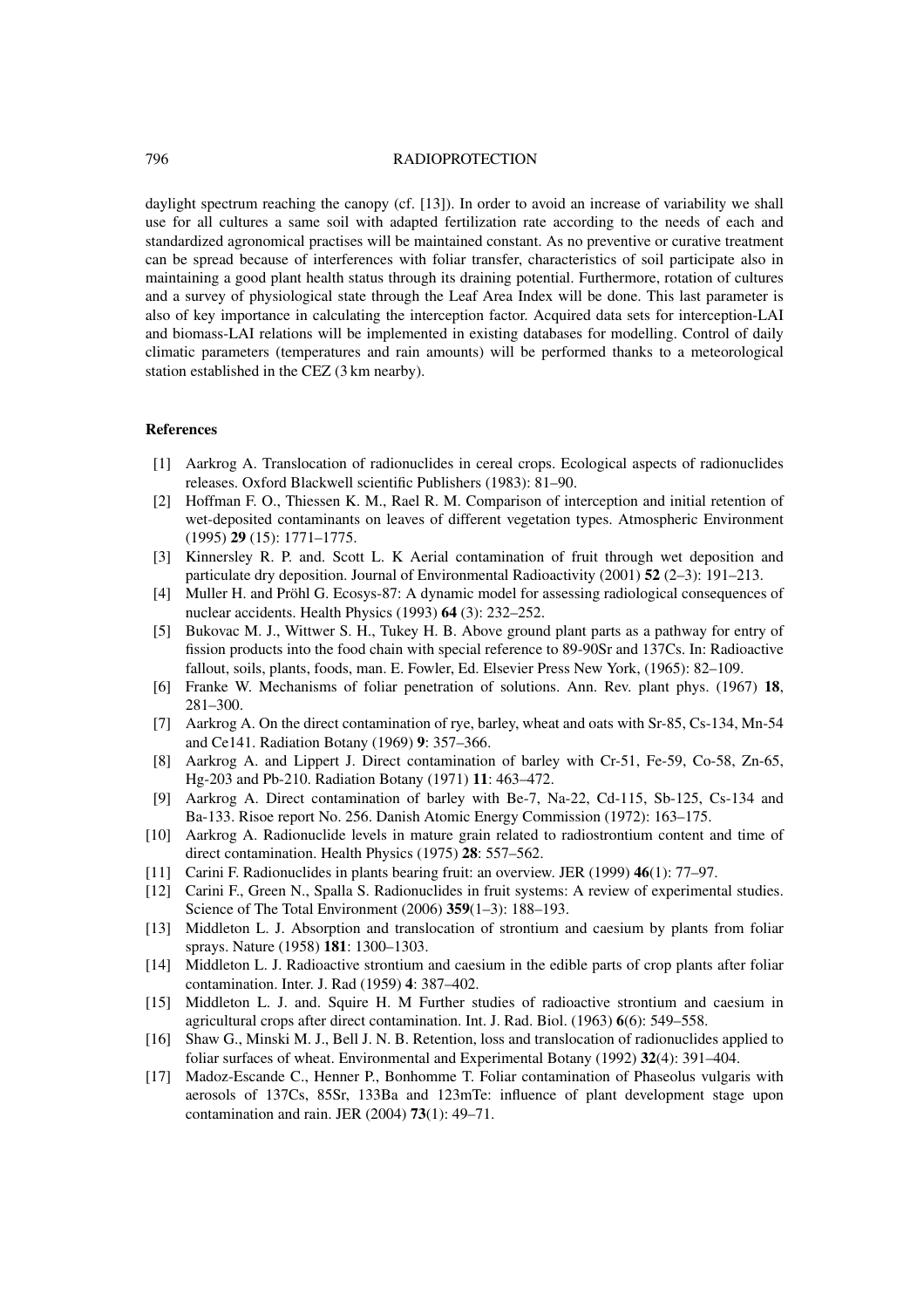daylight spectrum reaching the canopy (cf. [13]). In order to avoid an increase of variability we shall use for all cultures a same soil with adapted fertilization rate according to the needs of each and standardized agronomical practises will be maintained constant. As no preventive or curative treatment can be spread because of interferences with foliar transfer, characteristics of soil participate also in maintaining a good plant health status through its draining potential. Furthermore, rotation of cultures and a survey of physiological state through the Leaf Area Index will be done. This last parameter is also of key importance in calculating the interception factor. Acquired data sets for interception-LAI and biomass-LAI relations will be implemented in existing databases for modelling. Control of daily climatic parameters (temperatures and rain amounts) will be performed thanks to a meteorological station established in the CEZ (3 km nearby).

### References

[1] Aarkrog A. Translocation of radionuclides in cereal crops. Ecological aspects of radionuclides releases. Oxford Blackwell scientific Publishers (1983): 81–90.

[2] Hoffman F. O., Thiessen K. M., Rael R. M. Comparison of interception and initial retention of wet-deposited contaminants on leaves of different vegetation types. Atmospheric Environment (1995) **29** (15): 1771–1775.

[3] Kinnersley R. P. and. Scott L. K Aerial contamination of fruit through wet deposition and particulate dry deposition. Journal of Environmental Radioactivity (2001) **52** (2–3): 191–213.

[4] Muller H. and Pröhl G. Ecosys-87: A dynamic model for assessing radiological consequences of nuclear accidents. Health Physics (1993) **64** (3): 232–252.

[5] Bukovac M. J., Wittwer S. H., Tukey H. B. Above ground plant parts as a pathway for entry of fission products into the food chain with special reference to 89-90Sr and 137Cs. In: Radioactive fallout, soils, plants, foods, man. E. Fowler, Ed. Elsevier Press New York, (1965): 82–109.

[6] Franke W. Mechanisms of foliar penetration of solutions. Ann. Rev. plant phys. (1967) **18**, 281–300.

[7] Aarkrog A. On the direct contamination of rye, barley, wheat and oats with Sr-85, Cs-134, Mn-54 and Ce141. Radiation Botany (1969) **9**: 357–366.

[8] Aarkrog A. and Lippert J. Direct contamination of barley with Cr-51, Fe-59, Co-58, Zn-65, Hg-203 and Pb-210. Radiation Botany (1971) **11**: 463–472.

[9] Aarkrog A. Direct contamination of barley with Be-7, Na-22, Cd-115, Sb-125, Cs-134 and Ba-133. Risoe report No. 256. Danish Atomic Energy Commission (1972): 163–175.

[10] Aarkrog A. Radionuclide levels in mature grain related to radiostrontium content and time of direct contamination. Health Physics (1975) **28**: 557–562.

[11] Carini F. Radionuclides in plants bearing fruit: an overview. JER (1999) **46**(1): 77–97.

[12] Carini F., Green N., Spalla S. Radionuclides in fruit systems: A review of experimental studies. Science of The Total Environment (2006) **359**(1–3): 188–193.

[13] Middleton L. J. Absorption and translocation of strontium and caesium by plants from foliar sprays. Nature (1958) **181**: 1300–1303.

[14] Middleton L. J. Radioactive strontium and caesium in the edible parts of crop plants after foliar contamination. Inter. J. Rad (1959) **4**: 387–402.

[15] Middleton L. J. and. Squire H. M Further studies of radioactive strontium and caesium in agricultural crops after direct contamination. Int. J. Rad. Biol. (1963) **6**(6): 549–558.

[16] Shaw G., Minski M. J., Bell J. N. B. Retention, loss and translocation of radionuclides applied to foliar surfaces of wheat. Environmental and Experimental Botany (1992) **32**(4): 391–404.

[17] Madoz-Escande C., Henner P., Bonhomme T. Foliar contamination of Phaseolus vulgaris with aerosols of 137Cs, 85Sr, 133Ba and 123mTe: influence of plant development stage upon contamination and rain. JER (2004) **73**(1): 49–71.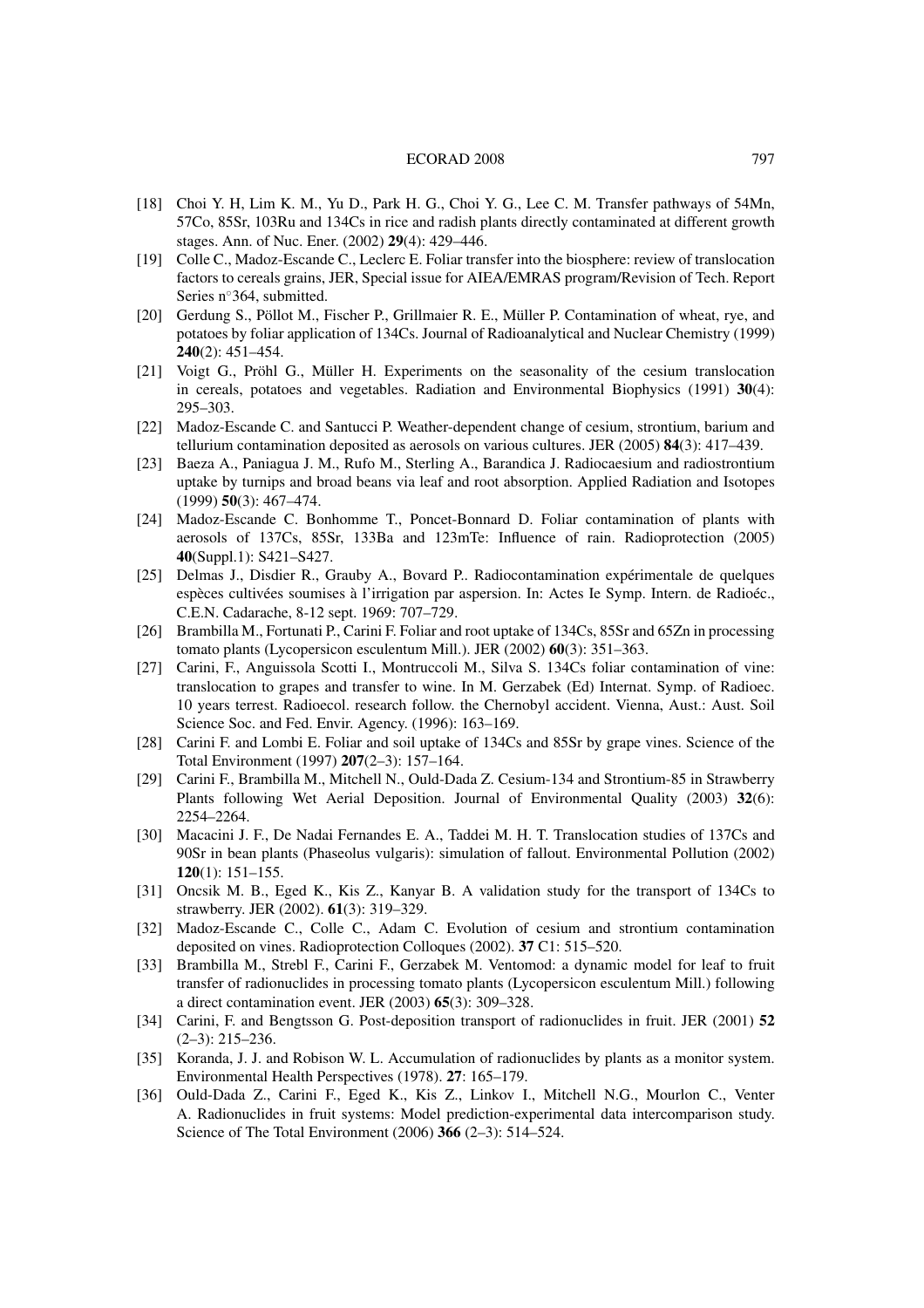[18] Choi Y. H, Lim K. M., Yu D., Park H. G., Choi Y. G., Lee C. M. Transfer pathways of 54Mn, 57Co, 85Sr, 103Ru and 134Cs in rice and radish plants directly contaminated at different growth stages. Ann. of Nuc. Ener. (2002) **29**(4): 429–446.

[19] Colle C., Madoz-Escande C., Leclerc E. Foliar transfer into the biosphere: review of translocation factors to cereals grains, JER, Special issue for AIEA/EMRAS program/Revision of Tech. Report Series n°364, submitted.

[20] Gerdung S., Pöllot M., Fischer P., Grillmaier R. E., Müller P. Contamination of wheat, rye, and potatoes by foliar application of 134Cs. Journal of Radioanalytical and Nuclear Chemistry (1999) **240**(2): 451–454.

[21] Voigt G., Pröhl G., Müller H. Experiments on the seasonality of the cesium translocation in cereals, potatoes and vegetables. Radiation and Environmental Biophysics (1991) **30**(4): 295–303.

[22] Madoz-Escande C. and Santucci P. Weather-dependent change of cesium, strontium, barium and tellurium contamination deposited as aerosols on various cultures. JER (2005) **84**(3): 417–439.

[23] Baeza A., Paniagua J. M., Rufo M., Sterling A., Barandica J. Radiocaesium and radiostrontium uptake by turnips and broad beans via leaf and root absorption. Applied Radiation and Isotopes (1999) **50**(3): 467–474.

[24] Madoz-Escande C. Bonhomme T., Poncet-Bonnard D. Foliar contamination of plants with aerosols of 137Cs, 85Sr, 133Ba and 123mTe: Influence of rain. Radioprotection (2005) **40**(Suppl.1): S421–S427.

[25] Delmas J., Disdier R., Grauby A., Bovard P.. Radiocontamination expérimentale de quelques espèces cultivées soumises à l'irrigation par aspersion. In: Actes Ie Symp. Intern. de Radioéc., C.E.N. Cadarache, 8-12 sept. 1969: 707–729.

[26] Brambilla M., Fortunati P., Carini F. Foliar and root uptake of 134Cs, 85Sr and 65Zn in processing tomato plants (Lycopersicon esculentum Mill.). JER (2002) **60**(3): 351–363.

[27] Carini, F., Anguissola Scotti I., Montruccoli M., Silva S. 134Cs foliar contamination of vine: translocation to grapes and transfer to wine. In M. Gerzabek (Ed) Internat. Symp. of Radioec. 10 years terrest. Radioecol. research follow. the Chernobyl accident. Vienna, Aust.: Aust. Soil Science Soc. and Fed. Envir. Agency. (1996): 163–169.

[28] Carini F. and Lombi E. Foliar and soil uptake of 134Cs and 85Sr by grape vines. Science of the Total Environment (1997) **207**(2–3): 157–164.

[29] Carini F., Brambilla M., Mitchell N., Ould-Dada Z. Cesium-134 and Strontium-85 in Strawberry Plants following Wet Aerial Deposition. Journal of Environmental Quality (2003) **32**(6): 2254–2264.

[30] Macacini J. F., De Nadai Fernandes E. A., Taddei M. H. T. Translocation studies of 137Cs and 90Sr in bean plants (Phaseolus vulgaris): simulation of fallout. Environmental Pollution (2002) **120**(1): 151–155.

[31] Oncsik M. B., Eged K., Kis Z., Kanyar B. A validation study for the transport of 134Cs to strawberry. JER (2002). **61**(3): 319–329.

[32] Madoz-Escande C., Colle C., Adam C. Evolution of cesium and strontium contamination deposited on vines. Radioprotection Colloques (2002). **37** C1: 515–520.

[33] Brambilla M., Strebl F., Carini F., Gerzabek M. Ventomod: a dynamic model for leaf to fruit transfer of radionuclides in processing tomato plants (Lycopersicon esculentum Mill.) following a direct contamination event. JER (2003) **65**(3): 309–328.

[34] Carini, F. and Bengtsson G. Post-deposition transport of radionuclides in fruit. JER (2001) **52** (2–3): 215–236.

[35] Koranda, J. J. and Robison W. L. Accumulation of radionuclides by plants as a monitor system. Environmental Health Perspectives (1978). **27**: 165–179.

[36] Ould-Dada Z., Carini F., Eged K., Kis Z., Linkov I., Mitchell N.G., Mourlon C., Venter A. Radionuclides in fruit systems: Model prediction-experimental data intercomparison study. Science of The Total Environment (2006) **366** (2–3): 514–524.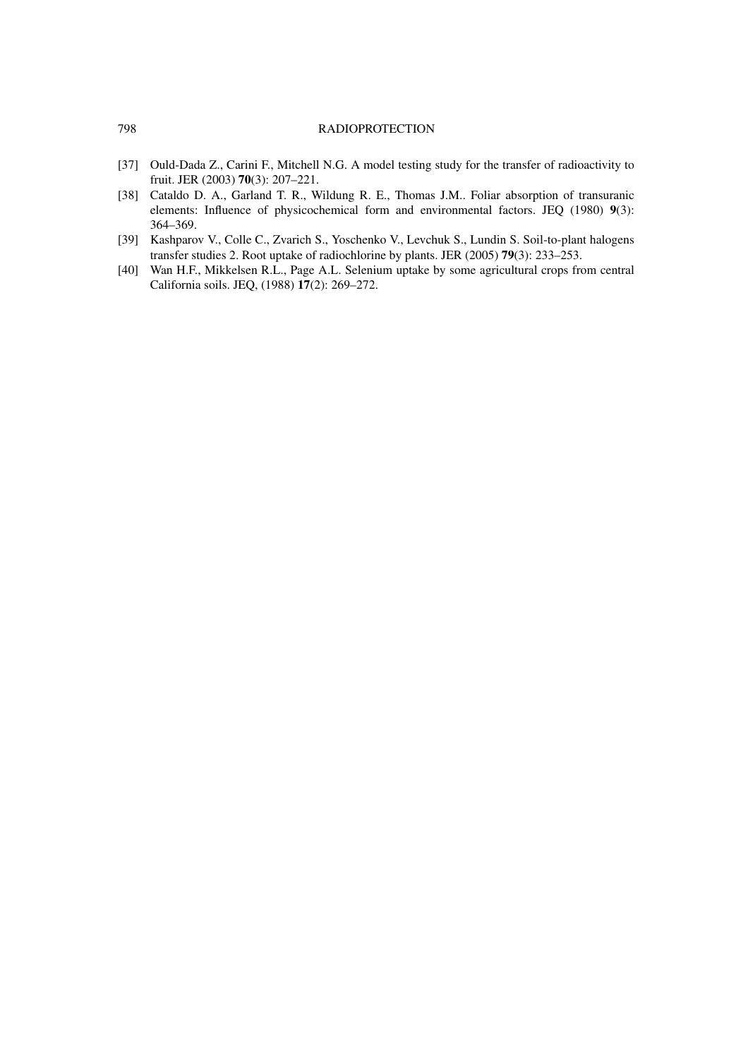[37] Ould-Dada Z., Carini F., Mitchell N.G. A model testing study for the transfer of radioactivity to fruit. JER (2003) **70**(3): 207–221.

[38] Cataldo D. A., Garland T. R., Wildung R. E., Thomas J.M.. Foliar absorption of transuranic elements: Influence of physicochemical form and environmental factors. JEQ (1980) **9**(3): 364–369.

[39] Kashparov V., Colle C., Zvarich S., Yoschenko V., Levchuk S., Lundin S. Soil-to-plant halogens transfer studies 2. Root uptake of radiochlorine by plants. JER (2005) **79**(3): 233–253.

[40] Wan H.F., Mikkelsen R.L., Page A.L. Selenium uptake by some agricultural crops from central California soils. JEQ, (1988) **17**(2): 269–272.